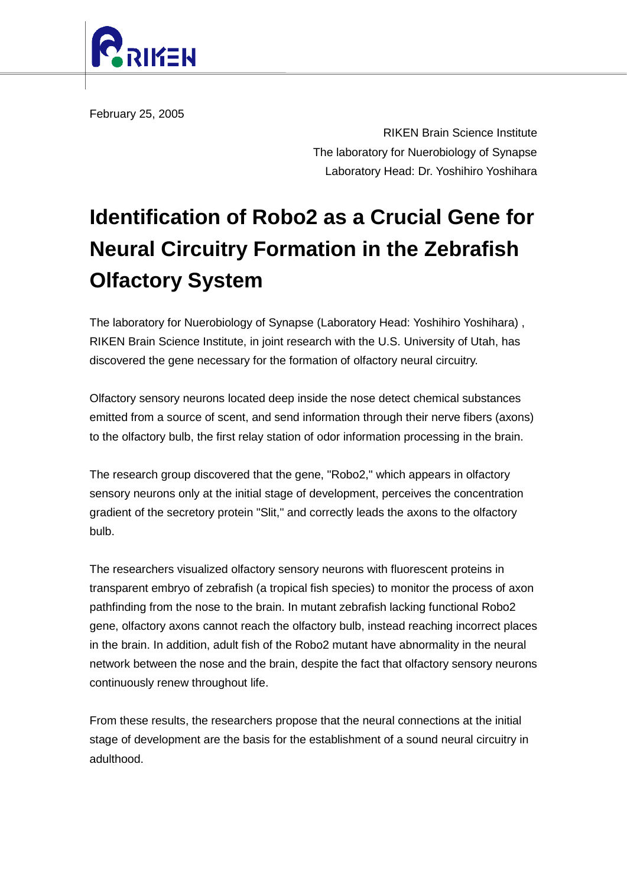February 25, 2005

RIKEN Brain Science Institute
The laboratory for Nuerobiology of Synapse
Laboratory Head: Dr. Yoshihiro Yoshihara

# Identification of Robo2 as a Crucial Gene for Neural Circuitry Formation in the Zebrafish Olfactory System

The laboratory for Nuerobiology of Synapse (Laboratory Head: Yoshihiro Yoshihara) , RIKEN Brain Science Institute, in joint research with the U.S. University of Utah, has discovered the gene necessary for the formation of olfactory neural circuitry.

Olfactory sensory neurons located deep inside the nose detect chemical substances emitted from a source of scent, and send information through their nerve fibers (axons) to the olfactory bulb, the first relay station of odor information processing in the brain.

The research group discovered that the gene, "Robo2," which appears in olfactory sensory neurons only at the initial stage of development, perceives the concentration gradient of the secretory protein "Slit," and correctly leads the axons to the olfactory bulb.

The researchers visualized olfactory sensory neurons with fluorescent proteins in transparent embryo of zebrafish (a tropical fish species) to monitor the process of axon pathfinding from the nose to the brain. In mutant zebrafish lacking functional Robo2 gene, olfactory axons cannot reach the olfactory bulb, instead reaching incorrect places in the brain. In addition, adult fish of the Robo2 mutant have abnormality in the neural network between the nose and the brain, despite the fact that olfactory sensory neurons continuously renew throughout life.

From these results, the researchers propose that the neural connections at the initial stage of development are the basis for the establishment of a sound neural circuitry in adulthood.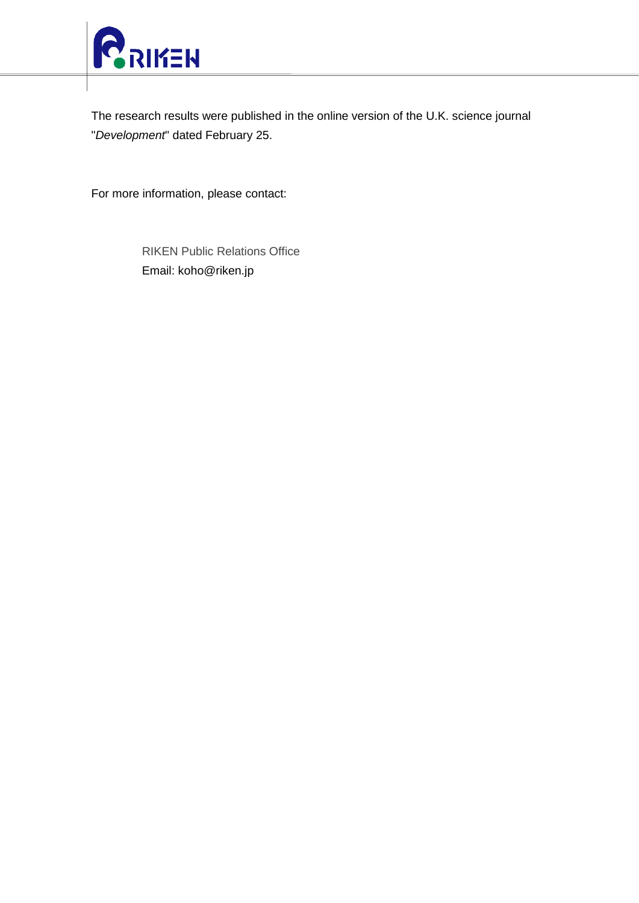The research results were published in the online version of the U.K. science journal "*Development*" dated February 25.

For more information, please contact:

RIKEN Public Relations Office
Email: koho@riken.jp